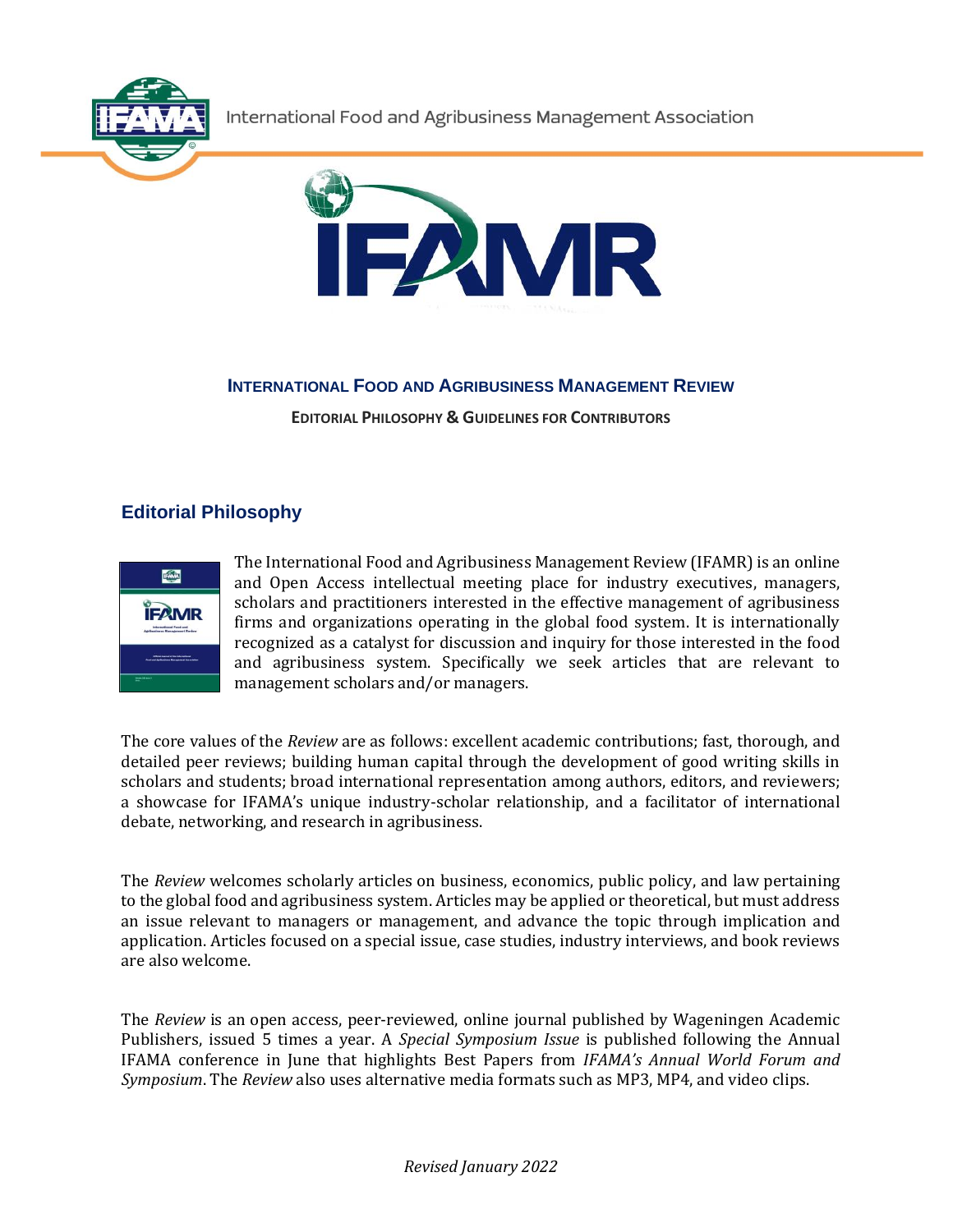International Food and Agribusiness Management Association

# INTERNATIONAL FOOD AND AGRIBUSINESS MANAGEMENT REVIEW

**EDITORIAL PHILOSOPHY & GUIDELINES FOR CONTRIBUTORS**

## Editorial Philosophy

The International Food and Agribusiness Management Review (IFAMR) is an online and Open Access intellectual meeting place for industry executives, managers, scholars and practitioners interested in the effective management of agribusiness firms and organizations operating in the global food system. It is internationally recognized as a catalyst for discussion and inquiry for those interested in the food and agribusiness system. Specifically we seek articles that are relevant to management scholars and/or managers.

The core values of the *Review* are as follows: excellent academic contributions; fast, thorough, and detailed peer reviews; building human capital through the development of good writing skills in scholars and students; broad international representation among authors, editors, and reviewers; a showcase for IFAMA's unique industry-scholar relationship, and a facilitator of international debate, networking, and research in agribusiness.

The *Review* welcomes scholarly articles on business, economics, public policy, and law pertaining to the global food and agribusiness system. Articles may be applied or theoretical, but must address an issue relevant to managers or management, and advance the topic through implication and application. Articles focused on a special issue, case studies, industry interviews, and book reviews are also welcome.

The *Review* is an open access, peer-reviewed, online journal published by Wageningen Academic Publishers, issued 5 times a year. A *Special Symposium Issue* is published following the Annual IFAMA conference in June that highlights Best Papers from *IFAMA's Annual World Forum and Symposium*. The *Review* also uses alternative media formats such as MP3, MP4, and video clips.

*Revised January 2022*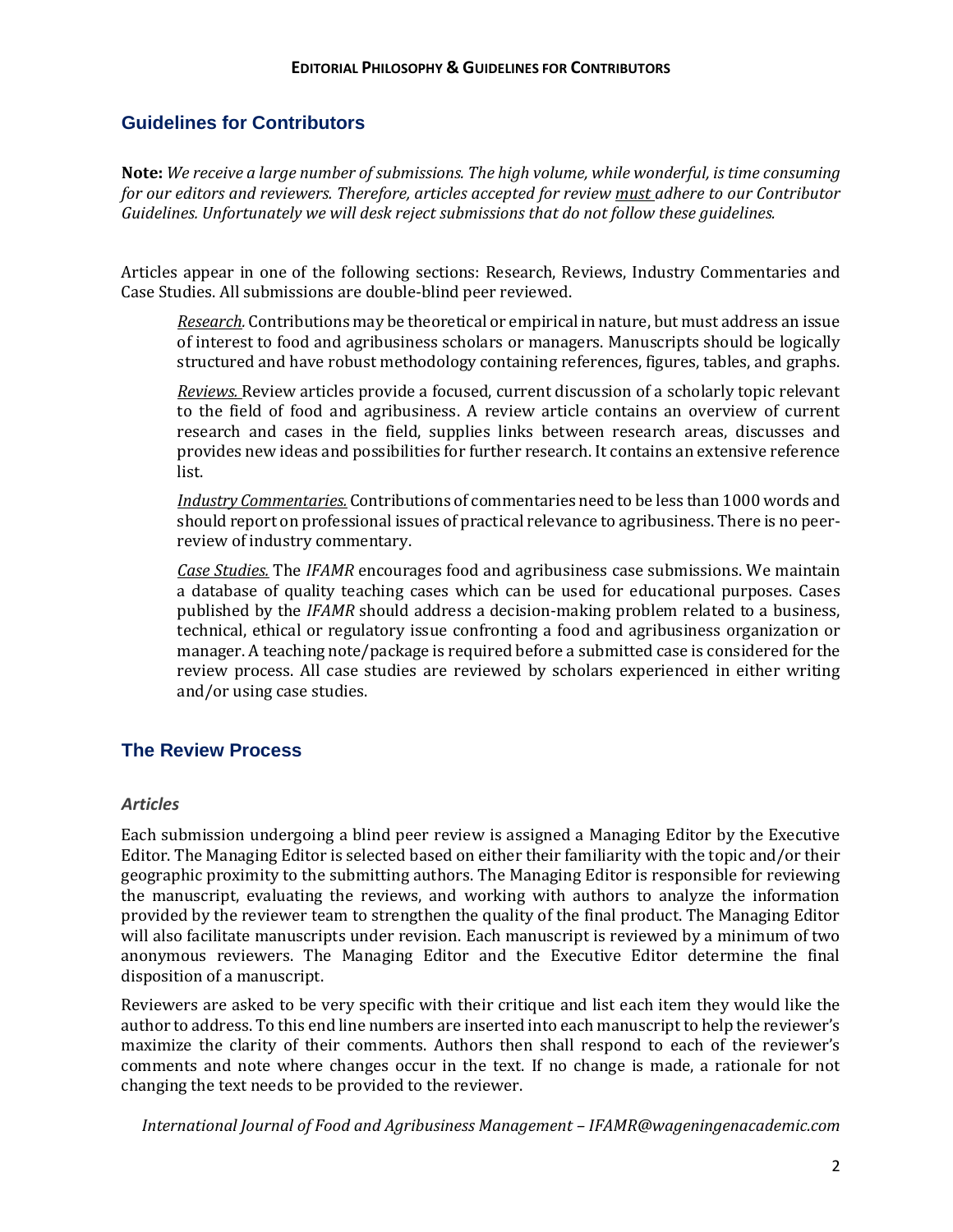## Guidelines for Contributors

**Note:** *We receive a large number of submissions. The high volume, while wonderful, is time consuming for our editors and reviewers. Therefore, articles accepted for review must adhere to our Contributor Guidelines. Unfortunately we will desk reject submissions that do not follow these guidelines.*

Articles appear in one of the following sections: Research, Reviews, Industry Commentaries and Case Studies. All submissions are double-blind peer reviewed.

> *Research.* Contributions may be theoretical or empirical in nature, but must address an issue of interest to food and agribusiness scholars or managers. Manuscripts should be logically structured and have robust methodology containing references, figures, tables, and graphs.
>
> *Reviews.* Review articles provide a focused, current discussion of a scholarly topic relevant to the field of food and agribusiness. A review article contains an overview of current research and cases in the field, supplies links between research areas, discusses and provides new ideas and possibilities for further research. It contains an extensive reference list.
>
> *Industry Commentaries.* Contributions of commentaries need to be less than 1000 words and should report on professional issues of practical relevance to agribusiness. There is no peer-review of industry commentary.
>
> *Case Studies.* The *IFAMR* encourages food and agribusiness case submissions. We maintain a database of quality teaching cases which can be used for educational purposes. Cases published by the *IFAMR* should address a decision-making problem related to a business, technical, ethical or regulatory issue confronting a food and agribusiness organization or manager. A teaching note/package is required before a submitted case is considered for the review process. All case studies are reviewed by scholars experienced in either writing and/or using case studies.

## The Review Process

### *Articles*

Each submission undergoing a blind peer review is assigned a Managing Editor by the Executive Editor. The Managing Editor is selected based on either their familiarity with the topic and/or their geographic proximity to the submitting authors. The Managing Editor is responsible for reviewing the manuscript, evaluating the reviews, and working with authors to analyze the information provided by the reviewer team to strengthen the quality of the final product. The Managing Editor will also facilitate manuscripts under revision. Each manuscript is reviewed by a minimum of two anonymous reviewers. The Managing Editor and the Executive Editor determine the final disposition of a manuscript.

Reviewers are asked to be very specific with their critique and list each item they would like the author to address. To this end line numbers are inserted into each manuscript to help the reviewer's maximize the clarity of their comments. Authors then shall respond to each of the reviewer's comments and note where changes occur in the text. If no change is made, a rationale for not changing the text needs to be provided to the reviewer.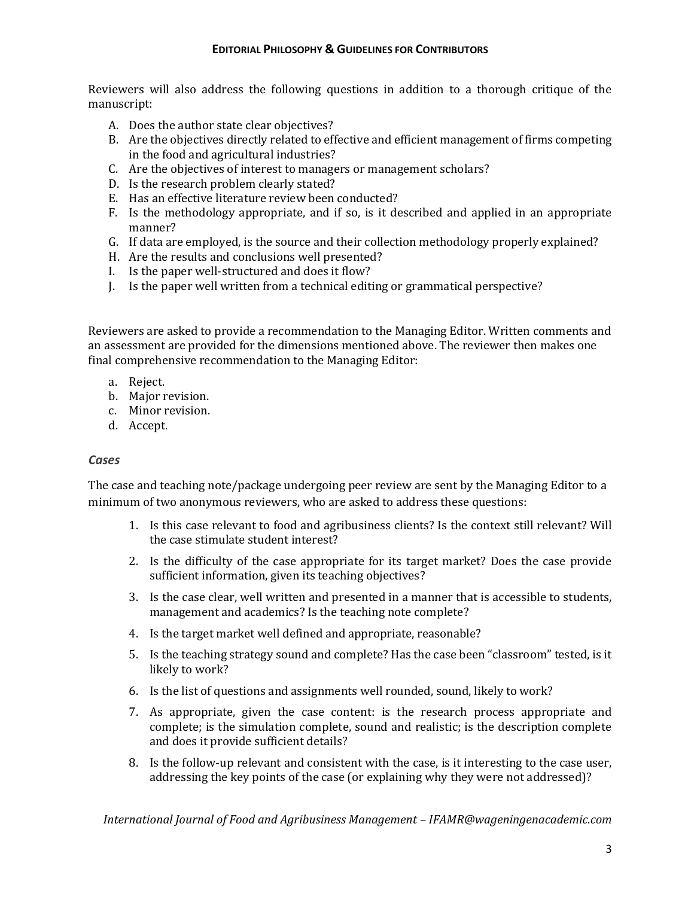Reviewers will also address the following questions in addition to a thorough critique of the manuscript:

A. Does the author state clear objectives?
B. Are the objectives directly related to effective and efficient management of firms competing in the food and agricultural industries?
C. Are the objectives of interest to managers or management scholars?
D. Is the research problem clearly stated?
E. Has an effective literature review been conducted?
F. Is the methodology appropriate, and if so, is it described and applied in an appropriate manner?
G. If data are employed, is the source and their collection methodology properly explained?
H. Are the results and conclusions well presented?
I. Is the paper well-structured and does it flow?
J. Is the paper well written from a technical editing or grammatical perspective?

Reviewers are asked to provide a recommendation to the Managing Editor. Written comments and an assessment are provided for the dimensions mentioned above. The reviewer then makes one final comprehensive recommendation to the Managing Editor:

a. Reject.
b. Major revision.
c. Minor revision.
d. Accept.

### *Cases*

The case and teaching note/package undergoing peer review are sent by the Managing Editor to a minimum of two anonymous reviewers, who are asked to address these questions:

1. Is this case relevant to food and agribusiness clients? Is the context still relevant? Will the case stimulate student interest?
2. Is the difficulty of the case appropriate for its target market? Does the case provide sufficient information, given its teaching objectives?
3. Is the case clear, well written and presented in a manner that is accessible to students, management and academics? Is the teaching note complete?
4. Is the target market well defined and appropriate, reasonable?
5. Is the teaching strategy sound and complete? Has the case been "classroom" tested, is it likely to work?
6. Is the list of questions and assignments well rounded, sound, likely to work?
7. As appropriate, given the case content: is the research process appropriate and complete; is the simulation complete, sound and realistic; is the description complete and does it provide sufficient details?
8. Is the follow-up relevant and consistent with the case, is it interesting to the case user, addressing the key points of the case (or explaining why they were not addressed)?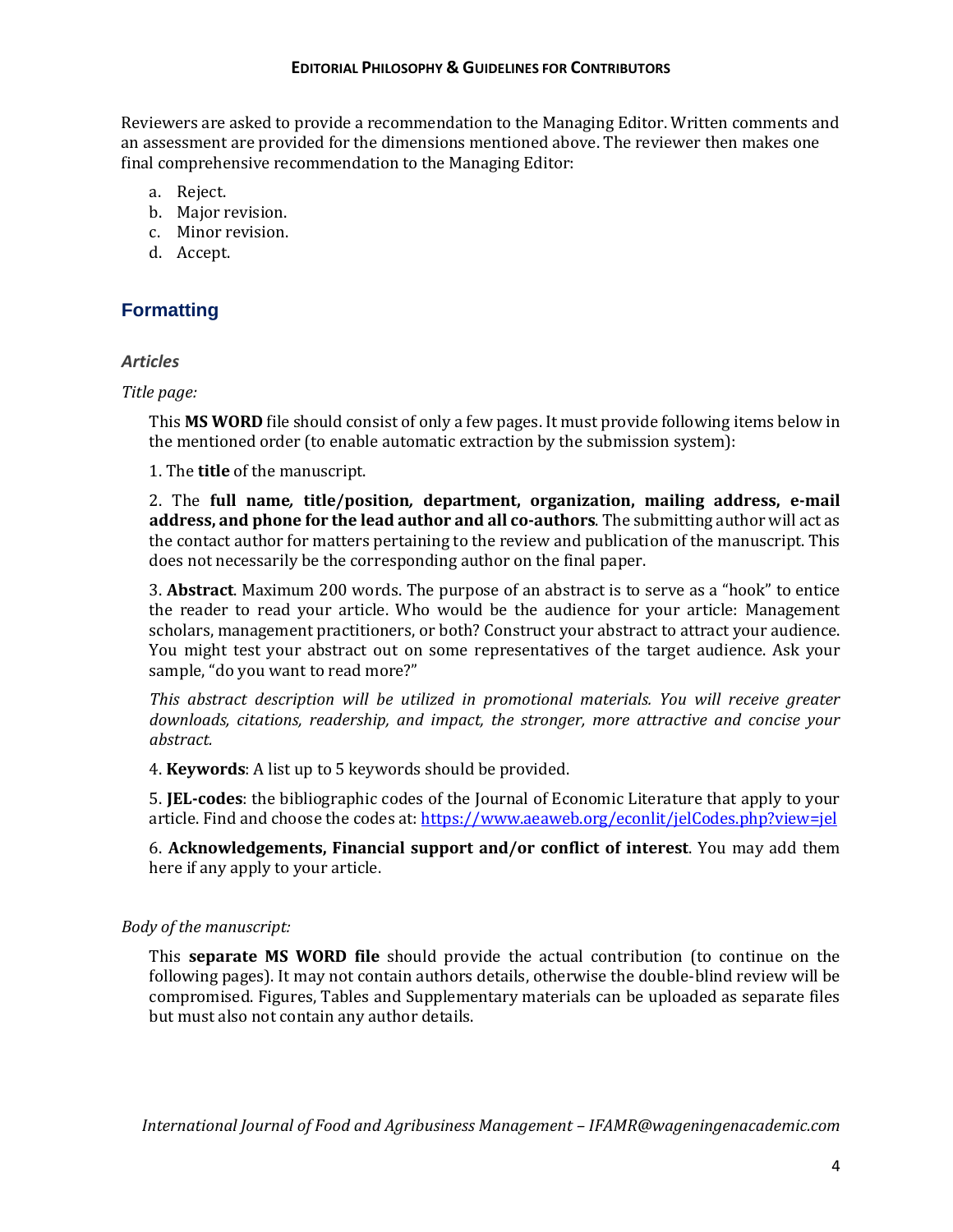Reviewers are asked to provide a recommendation to the Managing Editor. Written comments and an assessment are provided for the dimensions mentioned above. The reviewer then makes one final comprehensive recommendation to the Managing Editor:

a. Reject.
b. Major revision.
c. Minor revision.
d. Accept.

## Formatting

### *Articles*

*Title page:*

This **MS WORD** file should consist of only a few pages. It must provide following items below in the mentioned order (to enable automatic extraction by the submission system):

1. The **title** of the manuscript.

2. The **full name, title/position, department, organization, mailing address, e-mail address, and phone for the lead author and all co-authors**. The submitting author will act as the contact author for matters pertaining to the review and publication of the manuscript. This does not necessarily be the corresponding author on the final paper.

3. **Abstract**. Maximum 200 words. The purpose of an abstract is to serve as a "hook" to entice the reader to read your article. Who would be the audience for your article: Management scholars, management practitioners, or both? Construct your abstract to attract your audience. You might test your abstract out on some representatives of the target audience. Ask your sample, "do you want to read more?"

*This abstract description will be utilized in promotional materials. You will receive greater downloads, citations, readership, and impact, the stronger, more attractive and concise your abstract.*

4. **Keywords**: A list up to 5 keywords should be provided.

5. **JEL-codes**: the bibliographic codes of the Journal of Economic Literature that apply to your article. Find and choose the codes at: https://www.aeaweb.org/econlit/jelCodes.php?view=jel

6. **Acknowledgements, Financial support and/or conflict of interest**. You may add them here if any apply to your article.

*Body of the manuscript:*

This **separate MS WORD file** should provide the actual contribution (to continue on the following pages). It may not contain authors details, otherwise the double-blind review will be compromised. Figures, Tables and Supplementary materials can be uploaded as separate files but must also not contain any author details.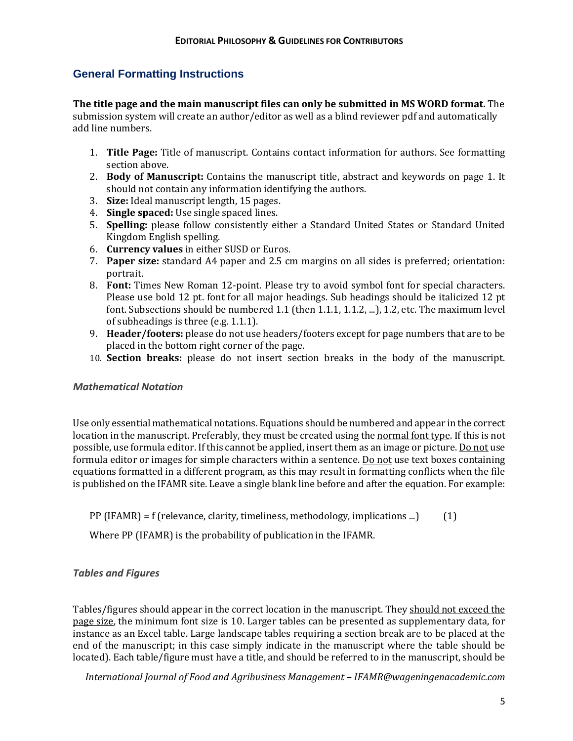## General Formatting Instructions

**The title page and the main manuscript files can only be submitted in MS WORD format.** The submission system will create an author/editor as well as a blind reviewer pdf and automatically add line numbers.

1. **Title Page:** Title of manuscript. Contains contact information for authors. See formatting section above.
2. **Body of Manuscript:** Contains the manuscript title, abstract and keywords on page 1. It should not contain any information identifying the authors.
3. **Size:** Ideal manuscript length, 15 pages.
4. **Single spaced:** Use single spaced lines.
5. **Spelling:** please follow consistently either a Standard United States or Standard United Kingdom English spelling.
6. **Currency values** in either $USD or Euros.
7. **Paper size:** standard A4 paper and 2.5 cm margins on all sides is preferred; orientation: portrait.
8. **Font:** Times New Roman 12-point. Please try to avoid symbol font for special characters. Please use bold 12 pt. font for all major headings. Sub headings should be italicized 12 pt font. Subsections should be numbered 1.1 (then 1.1.1, 1.1.2, ...), 1.2, etc. The maximum level of subheadings is three (e.g. 1.1.1).
9. **Header/footers:** please do not use headers/footers except for page numbers that are to be placed in the bottom right corner of the page.
10. **Section breaks:** please do not insert section breaks in the body of the manuscript.

### *Mathematical Notation*

Use only essential mathematical notations. Equations should be numbered and appear in the correct location in the manuscript. Preferably, they must be created using the normal font type. If this is not possible, use formula editor. If this cannot be applied, insert them as an image or picture. Do not use formula editor or images for simple characters within a sentence. Do not use text boxes containing equations formatted in a different program, as this may result in formatting conflicts when the file is published on the IFAMR site. Leave a single blank line before and after the equation. For example:

PP (IFAMR) = f (relevance, clarity, timeliness, methodology, implications ...)     (1)

Where PP (IFAMR) is the probability of publication in the IFAMR.

### *Tables and Figures*

Tables/figures should appear in the correct location in the manuscript. They should not exceed the page size, the minimum font size is 10. Larger tables can be presented as supplementary data, for instance as an Excel table. Large landscape tables requiring a section break are to be placed at the end of the manuscript; in this case simply indicate in the manuscript where the table should be located). Each table/figure must have a title, and should be referred to in the manuscript, should be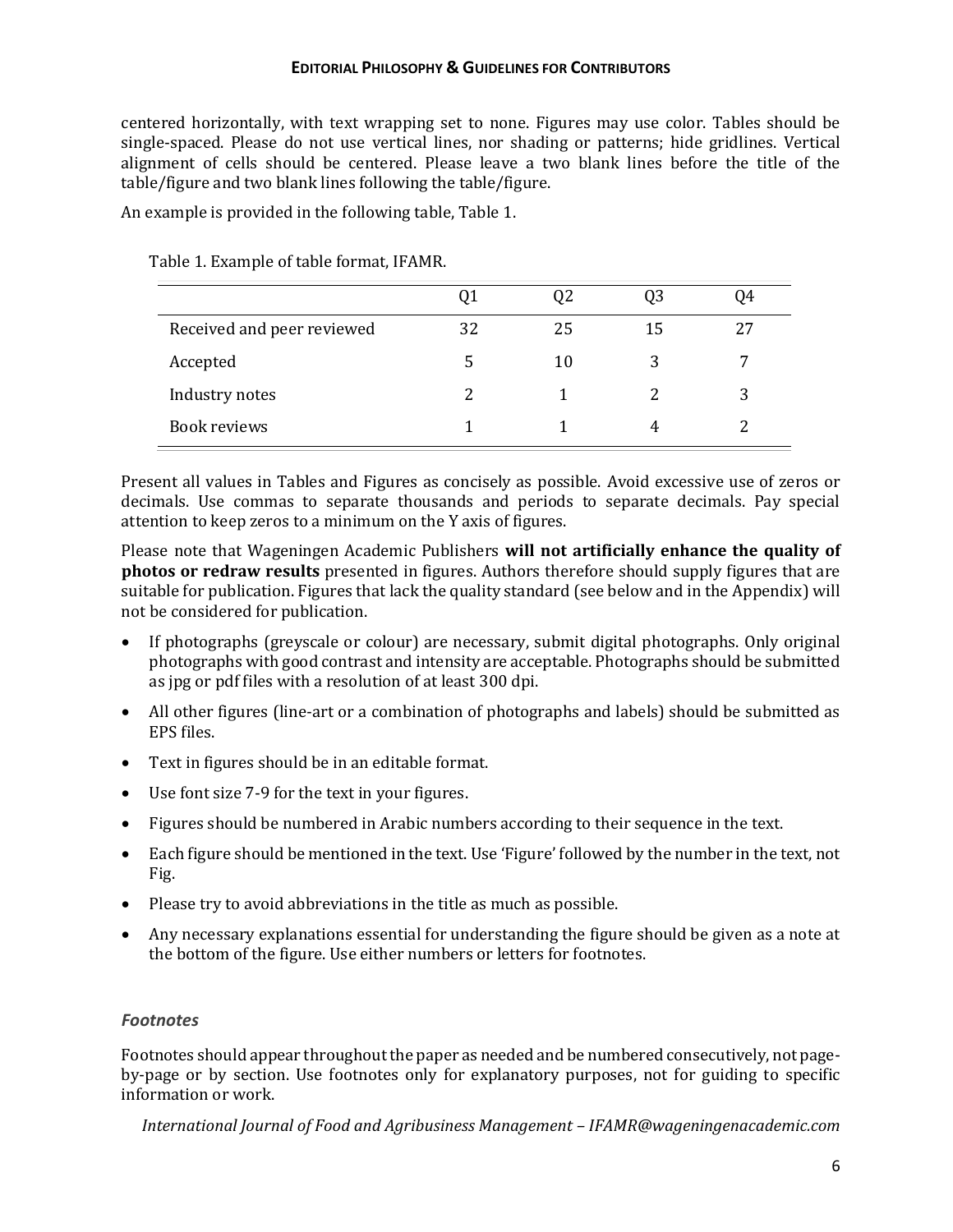centered horizontally, with text wrapping set to none. Figures may use color. Tables should be single-spaced. Please do not use vertical lines, nor shading or patterns; hide gridlines. Vertical alignment of cells should be centered. Please leave a two blank lines before the title of the table/figure and two blank lines following the table/figure.

An example is provided in the following table, Table 1.

Table 1. Example of table format, IFAMR.

| | Q1 | Q2 | Q3 | Q4 |
|---|---|---|---|---|
| Received and peer reviewed | 32 | 25 | 15 | 27 |
| Accepted | 5 | 10 | 3 | 7 |
| Industry notes | 2 | 1 | 2 | 3 |
| Book reviews | 1 | 1 | 4 | 2 |

Present all values in Tables and Figures as concisely as possible. Avoid excessive use of zeros or decimals. Use commas to separate thousands and periods to separate decimals. Pay special attention to keep zeros to a minimum on the Y axis of figures.

Please note that Wageningen Academic Publishers **will not artificially enhance the quality of photos or redraw results** presented in figures. Authors therefore should supply figures that are suitable for publication. Figures that lack the quality standard (see below and in the Appendix) will not be considered for publication.

- If photographs (greyscale or colour) are necessary, submit digital photographs. Only original photographs with good contrast and intensity are acceptable. Photographs should be submitted as jpg or pdf files with a resolution of at least 300 dpi.
- All other figures (line-art or a combination of photographs and labels) should be submitted as EPS files.
- Text in figures should be in an editable format.
- Use font size 7-9 for the text in your figures.
- Figures should be numbered in Arabic numbers according to their sequence in the text.
- Each figure should be mentioned in the text. Use 'Figure' followed by the number in the text, not Fig.
- Please try to avoid abbreviations in the title as much as possible.
- Any necessary explanations essential for understanding the figure should be given as a note at the bottom of the figure. Use either numbers or letters for footnotes.

### *Footnotes*

Footnotes should appear throughout the paper as needed and be numbered consecutively, not page-by-page or by section. Use footnotes only for explanatory purposes, not for guiding to specific information or work.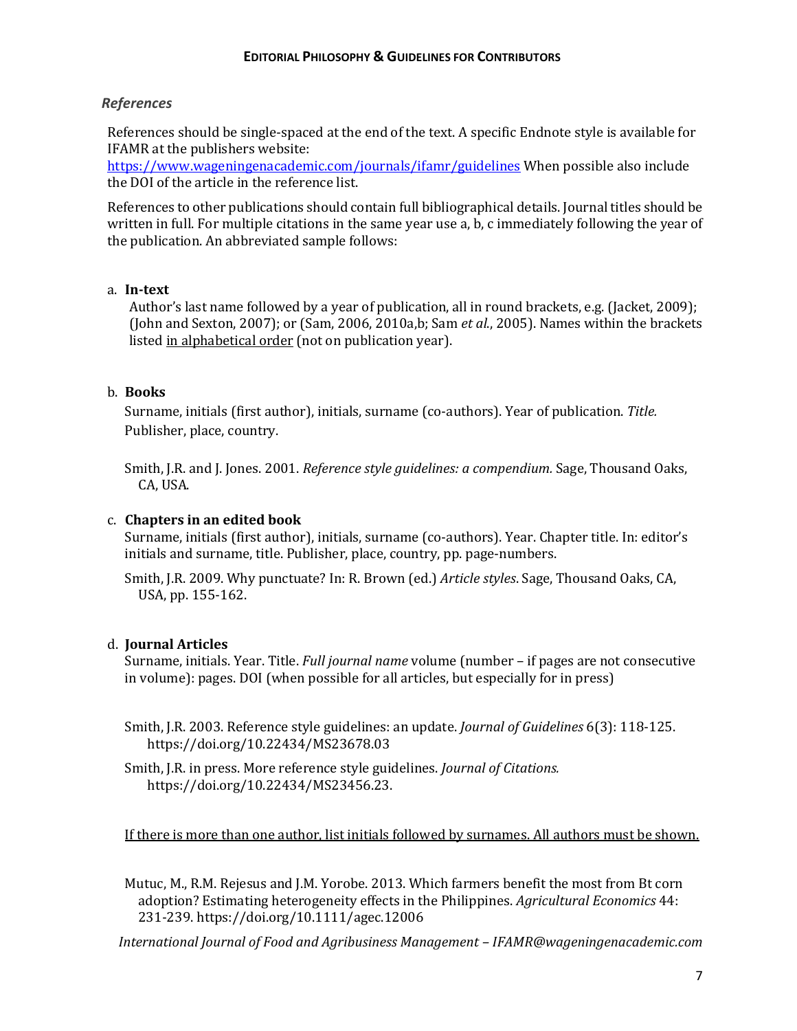### *References*

References should be single-spaced at the end of the text. A specific Endnote style is available for IFAMR at the publishers website: [https://www.wageningenacademic.com/journals/ifamr/guidelines](https://www.wageningenacademic.com/journals/ifamr/guidelines) When possible also include the DOI of the article in the reference list.

References to other publications should contain full bibliographical details. Journal titles should be written in full. For multiple citations in the same year use a, b, c immediately following the year of the publication. An abbreviated sample follows:

a. **In-text**

Author's last name followed by a year of publication, all in round brackets, e.g. (Jacket, 2009); (John and Sexton, 2007); or (Sam, 2006, 2010a,b; Sam *et al.*, 2005). Names within the brackets listed <u>in alphabetical order</u> (not on publication year).

b. **Books**

Surname, initials (first author), initials, surname (co-authors). Year of publication. *Title.* Publisher, place, country.

Smith, J.R. and J. Jones. 2001. *Reference style guidelines: a compendium.* Sage, Thousand Oaks, CA, USA.

c. **Chapters in an edited book**

Surname, initials (first author), initials, surname (co-authors). Year. Chapter title. In: editor's initials and surname, title. Publisher, place, country, pp. page-numbers.

Smith, J.R. 2009. Why punctuate? In: R. Brown (ed.) *Article styles*. Sage, Thousand Oaks, CA, USA, pp. 155-162.

d. **Journal Articles**

Surname, initials. Year. Title. *Full journal name* volume (number – if pages are not consecutive in volume): pages. DOI (when possible for all articles, but especially for in press)

Smith, J.R. 2003. Reference style guidelines: an update. *Journal of Guidelines* 6(3): 118-125. https://doi.org/10.22434/MS23678.03

Smith, J.R. in press. More reference style guidelines. *Journal of Citations.* https://doi.org/10.22434/MS23456.23.

<u>If there is more than one author, list initials followed by surnames. All authors must be shown.</u>

Mutuc, M., R.M. Rejesus and J.M. Yorobe. 2013. Which farmers benefit the most from Bt corn adoption? Estimating heterogeneity effects in the Philippines. *Agricultural Economics* 44: 231-239. https://doi.org/10.1111/agec.12006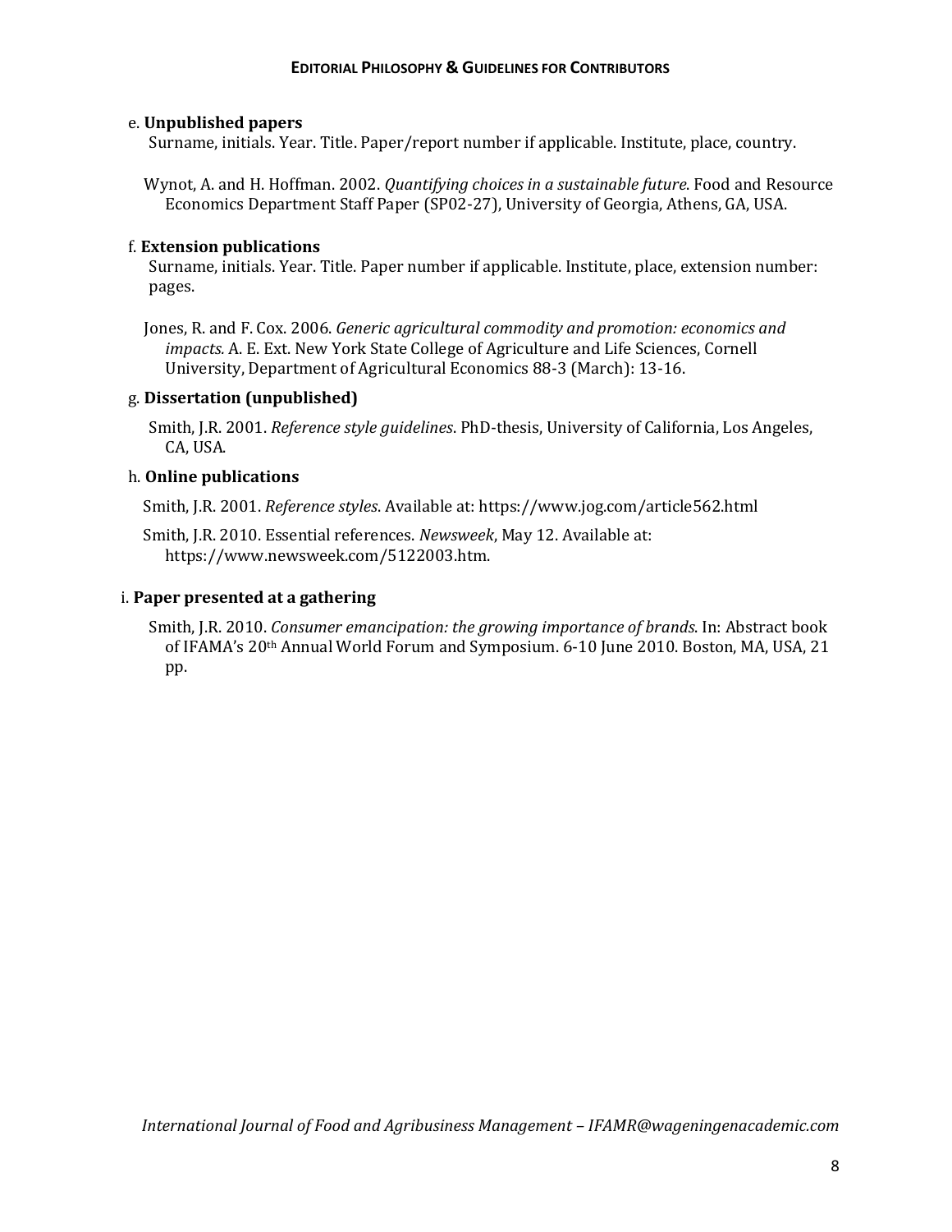e. **Unpublished papers**

Surname, initials. Year. Title. Paper/report number if applicable. Institute, place, country.

Wynot, A. and H. Hoffman. 2002. *Quantifying choices in a sustainable future*. Food and Resource Economics Department Staff Paper (SP02-27), University of Georgia, Athens, GA, USA.

f. **Extension publications**

Surname, initials. Year. Title. Paper number if applicable. Institute, place, extension number: pages.

Jones, R. and F. Cox. 2006. *Generic agricultural commodity and promotion: economics and impacts.* A. E. Ext. New York State College of Agriculture and Life Sciences, Cornell University, Department of Agricultural Economics 88-3 (March): 13-16.

g. **Dissertation (unpublished)**

Smith, J.R. 2001. *Reference style guidelines*. PhD-thesis, University of California, Los Angeles, CA, USA.

h. **Online publications**

Smith, J.R. 2001. *Reference styles*. Available at: https://www.jog.com/article562.html

Smith, J.R. 2010. Essential references. *Newsweek*, May 12. Available at: https://www.newsweek.com/5122003.htm.

i. **Paper presented at a gathering**

Smith, J.R. 2010. *Consumer emancipation: the growing importance of brands*. In: Abstract book of IFAMA's 20th Annual World Forum and Symposium. 6-10 June 2010. Boston, MA, USA, 21 pp.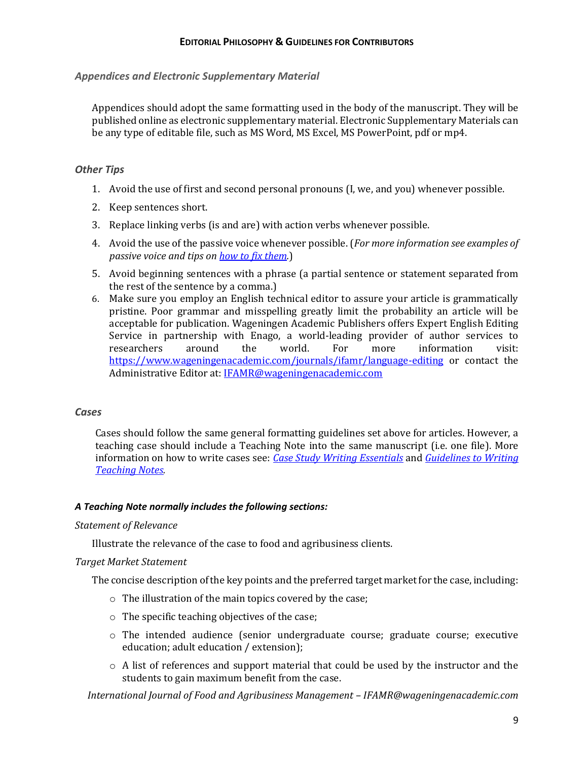### *Appendices and Electronic Supplementary Material*

Appendices should adopt the same formatting used in the body of the manuscript. They will be published online as electronic supplementary material. Electronic Supplementary Materials can be any type of editable file, such as MS Word, MS Excel, MS PowerPoint, pdf or mp4.

### *Other Tips*

1. Avoid the use of first and second personal pronouns (I, we, and you) whenever possible.
2. Keep sentences short.
3. Replace linking verbs (is and are) with action verbs whenever possible.
4. Avoid the use of the passive voice whenever possible. (*For more information see examples of passive voice and tips on how to fix them.*)
5. Avoid beginning sentences with a phrase (a partial sentence or statement separated from the rest of the sentence by a comma.)
6. Make sure you employ an English technical editor to assure your article is grammatically pristine. Poor grammar and misspelling greatly limit the probability an article will be acceptable for publication. Wageningen Academic Publishers offers Expert English Editing Service in partnership with Enago, a world-leading provider of author services to researchers around the world. For more information visit: https://www.wageningenacademic.com/journals/ifamr/language-editing or contact the Administrative Editor at: IFAMR@wageningenacademic.com

### *Cases*

Cases should follow the same general formatting guidelines set above for articles. However, a teaching case should include a Teaching Note into the same manuscript (i.e. one file). More information on how to write cases see: *Case Study Writing Essentials* and *Guidelines to Writing Teaching Notes.*

#### ***A Teaching Note normally includes the following sections:***

*Statement of Relevance*

Illustrate the relevance of the case to food and agribusiness clients.

*Target Market Statement*

The concise description of the key points and the preferred target market for the case, including:

- The illustration of the main topics covered by the case;
- The specific teaching objectives of the case;
- The intended audience (senior undergraduate course; graduate course; executive education; adult education / extension);
- A list of references and support material that could be used by the instructor and the students to gain maximum benefit from the case.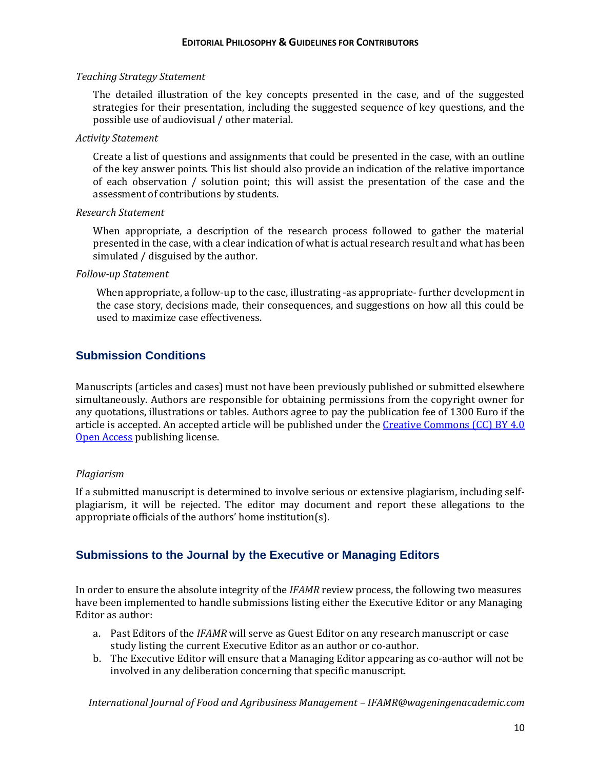*Teaching Strategy Statement*

The detailed illustration of the key concepts presented in the case, and of the suggested strategies for their presentation, including the suggested sequence of key questions, and the possible use of audiovisual / other material.

*Activity Statement*

Create a list of questions and assignments that could be presented in the case, with an outline of the key answer points. This list should also provide an indication of the relative importance of each observation / solution point; this will assist the presentation of the case and the assessment of contributions by students.

*Research Statement*

When appropriate, a description of the research process followed to gather the material presented in the case, with a clear indication of what is actual research result and what has been simulated / disguised by the author.

*Follow-up Statement*

When appropriate, a follow-up to the case, illustrating -as appropriate- further development in the case story, decisions made, their consequences, and suggestions on how all this could be used to maximize case effectiveness.

## Submission Conditions

Manuscripts (articles and cases) must not have been previously published or submitted elsewhere simultaneously. Authors are responsible for obtaining permissions from the copyright owner for any quotations, illustrations or tables. Authors agree to pay the publication fee of 1300 Euro if the article is accepted. An accepted article will be published under the Creative Commons (CC) BY 4.0 Open Access publishing license.

*Plagiarism*

If a submitted manuscript is determined to involve serious or extensive plagiarism, including self-plagiarism, it will be rejected. The editor may document and report these allegations to the appropriate officials of the authors' home institution(s).

## Submissions to the Journal by the Executive or Managing Editors

In order to ensure the absolute integrity of the *IFAMR* review process, the following two measures have been implemented to handle submissions listing either the Executive Editor or any Managing Editor as author:

a. Past Editors of the *IFAMR* will serve as Guest Editor on any research manuscript or case study listing the current Executive Editor as an author or co-author.
b. The Executive Editor will ensure that a Managing Editor appearing as co-author will not be involved in any deliberation concerning that specific manuscript.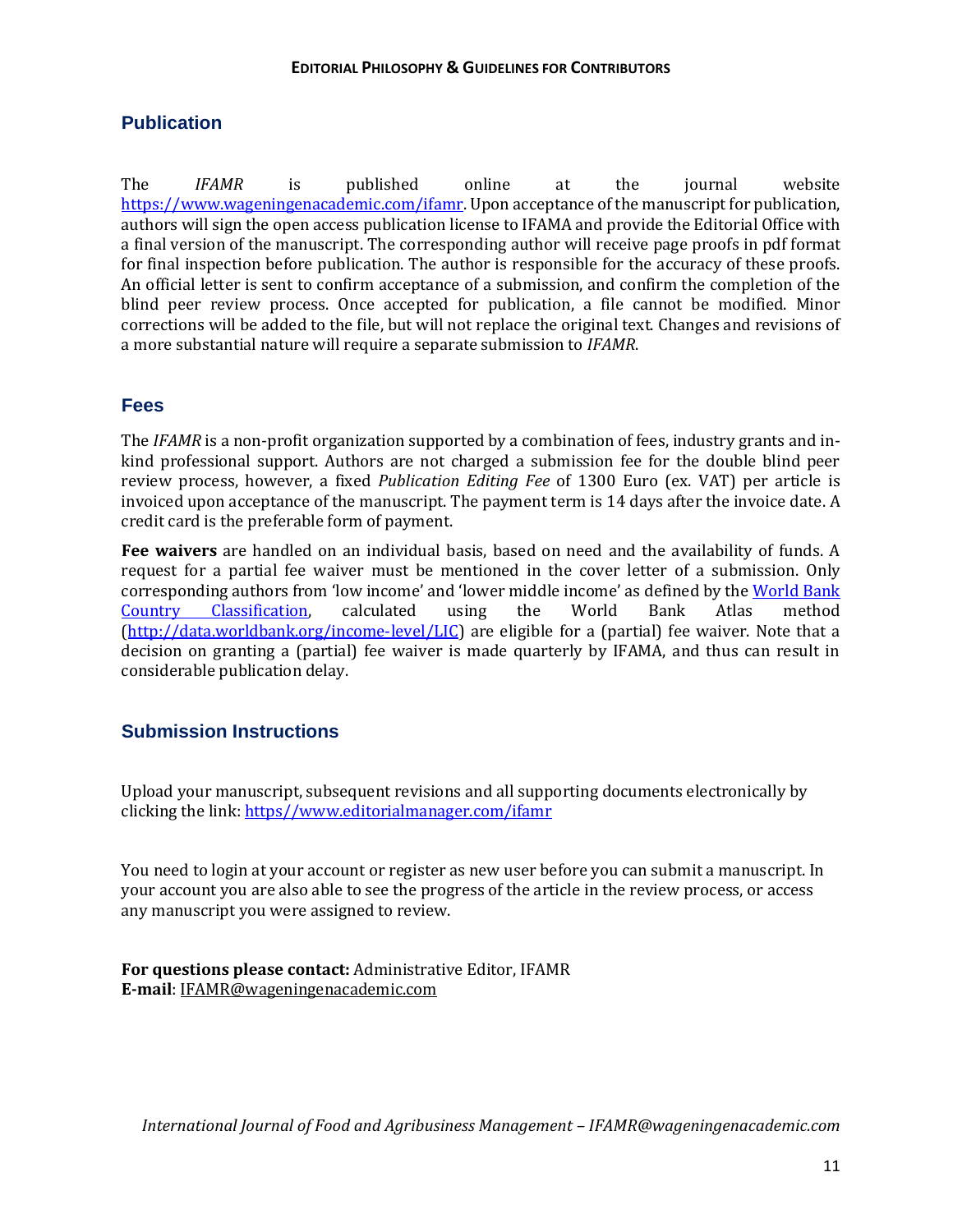## Publication

The *IFAMR* is published online at the journal website https://www.wageningenacademic.com/ifamr. Upon acceptance of the manuscript for publication, authors will sign the open access publication license to IFAMA and provide the Editorial Office with a final version of the manuscript. The corresponding author will receive page proofs in pdf format for final inspection before publication. The author is responsible for the accuracy of these proofs. An official letter is sent to confirm acceptance of a submission, and confirm the completion of the blind peer review process. Once accepted for publication, a file cannot be modified. Minor corrections will be added to the file, but will not replace the original text. Changes and revisions of a more substantial nature will require a separate submission to *IFAMR*.

## Fees

The *IFAMR* is a non-profit organization supported by a combination of fees, industry grants and in-kind professional support. Authors are not charged a submission fee for the double blind peer review process, however, a fixed *Publication Editing Fee* of 1300 Euro (ex. VAT) per article is invoiced upon acceptance of the manuscript. The payment term is 14 days after the invoice date. A credit card is the preferable form of payment.

**Fee waivers** are handled on an individual basis, based on need and the availability of funds. A request for a partial fee waiver must be mentioned in the cover letter of a submission. Only corresponding authors from 'low income' and 'lower middle income' as defined by the World Bank Country Classification, calculated using the World Bank Atlas method (http://data.worldbank.org/income-level/LIC) are eligible for a (partial) fee waiver. Note that a decision on granting a (partial) fee waiver is made quarterly by IFAMA, and thus can result in considerable publication delay.

## Submission Instructions

Upload your manuscript, subsequent revisions and all supporting documents electronically by clicking the link: https//www.editorialmanager.com/ifamr

You need to login at your account or register as new user before you can submit a manuscript. In your account you are also able to see the progress of the article in the review process, or access any manuscript you were assigned to review.

**For questions please contact:** Administrative Editor, IFAMR
**E-mail**: IFAMR@wageningenacademic.com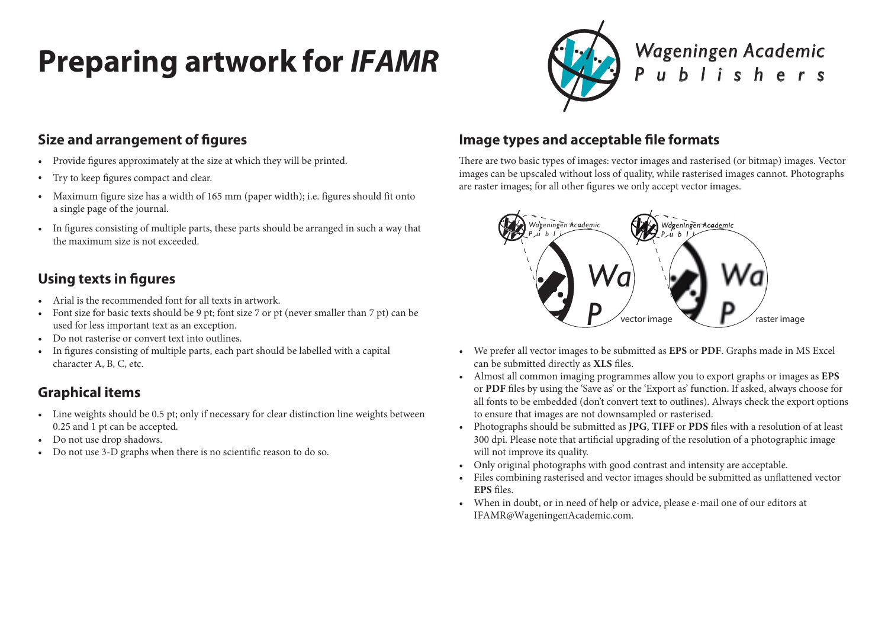# Preparing artwork for *IFAMR*

## Size and arrangement of figures

- Provide figures approximately at the size at which they will be printed.
- Try to keep figures compact and clear.
- Maximum figure size has a width of 165 mm (paper width); i.e. figures should fit onto a single page of the journal.
- In figures consisting of multiple parts, these parts should be arranged in such a way that the maximum size is not exceeded.

## Using texts in figures

- Arial is the recommended font for all texts in artwork.
- Font size for basic texts should be 9 pt; font size 7 or pt (never smaller than 7 pt) can be used for less important text as an exception.
- Do not rasterise or convert text into outlines.
- In figures consisting of multiple parts, each part should be labelled with a capital character A, B, C, etc.

## Graphical items

- Line weights should be 0.5 pt; only if necessary for clear distinction line weights between 0.25 and 1 pt can be accepted.
- Do not use drop shadows.
- Do not use 3-D graphs when there is no scientific reason to do so.

## Image types and acceptable file formats

There are two basic types of images: vector images and rasterised (or bitmap) images. Vector images can be upscaled without loss of quality, while rasterised images cannot. Photographs are raster images; for all other figures we only accept vector images.

vector image

raster image

- We prefer all vector images to be submitted as **EPS** or **PDF**. Graphs made in MS Excel can be submitted directly as **XLS** files.
- Almost all common imaging programmes allow you to export graphs or images as **EPS** or **PDF** files by using the 'Save as' or the 'Export as' function. If asked, always choose for all fonts to be embedded (don't convert text to outlines). Always check the export options to ensure that images are not downsampled or rasterised.
- Photographs should be submitted as **JPG**, **TIFF** or **PDS** files with a resolution of at least 300 dpi. Please note that artificial upgrading of the resolution of a photographic image will not improve its quality.
- Only original photographs with good contrast and intensity are acceptable.
- Files combining rasterised and vector images should be submitted as unflattened vector **EPS** files.
- When in doubt, or in need of help or advice, please e-mail one of our editors at IFAMR@WageningenAcademic.com.